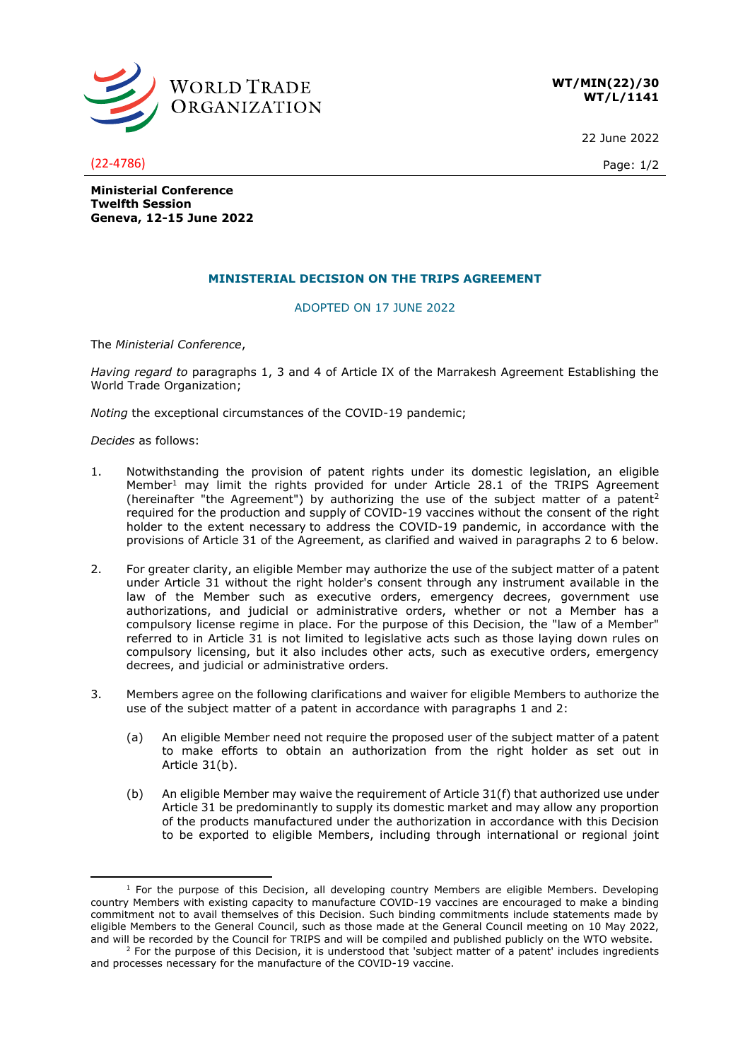**WT/MIN(22)/30**
**WT/L/1141**

22 June 2022

(22-4786)

**Ministerial Conference**
**Twelfth Session**
**Geneva, 12-15 June 2022**

## MINISTERIAL DECISION ON THE TRIPS AGREEMENT

ADOPTED ON 17 JUNE 2022

The *Ministerial Conference*,

*Having regard to* paragraphs 1, 3 and 4 of Article IX of the Marrakesh Agreement Establishing the World Trade Organization;

*Noting* the exceptional circumstances of the COVID-19 pandemic;

*Decides* as follows:

1. Notwithstanding the provision of patent rights under its domestic legislation, an eligible Member[1] may limit the rights provided for under Article 28.1 of the TRIPS Agreement (hereinafter "the Agreement") by authorizing the use of the subject matter of a patent[2] required for the production and supply of COVID-19 vaccines without the consent of the right holder to the extent necessary to address the COVID-19 pandemic, in accordance with the provisions of Article 31 of the Agreement, as clarified and waived in paragraphs 2 to 6 below.

2. For greater clarity, an eligible Member may authorize the use of the subject matter of a patent under Article 31 without the right holder's consent through any instrument available in the law of the Member such as executive orders, emergency decrees, government use authorizations, and judicial or administrative orders, whether or not a Member has a compulsory license regime in place. For the purpose of this Decision, the "law of a Member" referred to in Article 31 is not limited to legislative acts such as those laying down rules on compulsory licensing, but it also includes other acts, such as executive orders, emergency decrees, and judicial or administrative orders.

3. Members agree on the following clarifications and waiver for eligible Members to authorize the use of the subject matter of a patent in accordance with paragraphs 1 and 2:

    (a) An eligible Member need not require the proposed user of the subject matter of a patent to make efforts to obtain an authorization from the right holder as set out in Article 31(b).

    (b) An eligible Member may waive the requirement of Article 31(f) that authorized use under Article 31 be predominantly to supply its domestic market and may allow any proportion of the products manufactured under the authorization in accordance with this Decision to be exported to eligible Members, including through international or regional joint

---

[1] For the purpose of this Decision, all developing country Members are eligible Members. Developing country Members with existing capacity to manufacture COVID-19 vaccines are encouraged to make a binding commitment not to avail themselves of this Decision. Such binding commitments include statements made by eligible Members to the General Council, such as those made at the General Council meeting on 10 May 2022, and will be recorded by the Council for TRIPS and will be compiled and published publicly on the WTO website.

[2] For the purpose of this Decision, it is understood that 'subject matter of a patent' includes ingredients and processes necessary for the manufacture of the COVID-19 vaccine.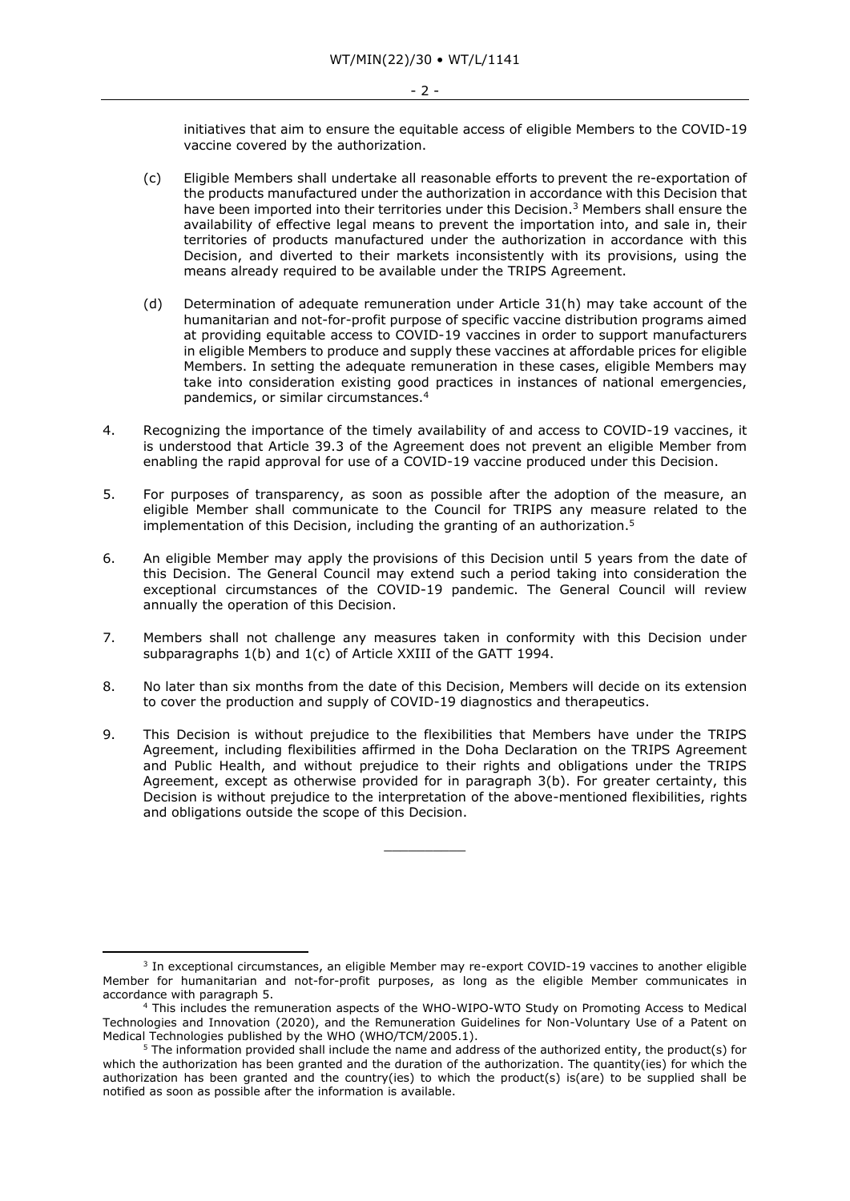initiatives that aim to ensure the equitable access of eligible Members to the COVID-19 vaccine covered by the authorization.

(c) Eligible Members shall undertake all reasonable efforts to prevent the re-exportation of the products manufactured under the authorization in accordance with this Decision that have been imported into their territories under this Decision.[3] Members shall ensure the availability of effective legal means to prevent the importation into, and sale in, their territories of products manufactured under the authorization in accordance with this Decision, and diverted to their markets inconsistently with its provisions, using the means already required to be available under the TRIPS Agreement.

(d) Determination of adequate remuneration under Article 31(h) may take account of the humanitarian and not-for-profit purpose of specific vaccine distribution programs aimed at providing equitable access to COVID-19 vaccines in order to support manufacturers in eligible Members to produce and supply these vaccines at affordable prices for eligible Members. In setting the adequate remuneration in these cases, eligible Members may take into consideration existing good practices in instances of national emergencies, pandemics, or similar circumstances.[4]

4. Recognizing the importance of the timely availability of and access to COVID-19 vaccines, it is understood that Article 39.3 of the Agreement does not prevent an eligible Member from enabling the rapid approval for use of a COVID-19 vaccine produced under this Decision.

5. For purposes of transparency, as soon as possible after the adoption of the measure, an eligible Member shall communicate to the Council for TRIPS any measure related to the implementation of this Decision, including the granting of an authorization.[5]

6. An eligible Member may apply the provisions of this Decision until 5 years from the date of this Decision. The General Council may extend such a period taking into consideration the exceptional circumstances of the COVID-19 pandemic. The General Council will review annually the operation of this Decision.

7. Members shall not challenge any measures taken in conformity with this Decision under subparagraphs 1(b) and 1(c) of Article XXIII of the GATT 1994.

8. No later than six months from the date of this Decision, Members will decide on its extension to cover the production and supply of COVID-19 diagnostics and therapeutics.

9. This Decision is without prejudice to the flexibilities that Members have under the TRIPS Agreement, including flexibilities affirmed in the Doha Declaration on the TRIPS Agreement and Public Health, and without prejudice to their rights and obligations under the TRIPS Agreement, except as otherwise provided for in paragraph 3(b). For greater certainty, this Decision is without prejudice to the interpretation of the above-mentioned flexibilities, rights and obligations outside the scope of this Decision.

__________

[3] In exceptional circumstances, an eligible Member may re-export COVID-19 vaccines to another eligible Member for humanitarian and not-for-profit purposes, as long as the eligible Member communicates in accordance with paragraph 5.

[4] This includes the remuneration aspects of the WHO-WIPO-WTO Study on Promoting Access to Medical Technologies and Innovation (2020), and the Remuneration Guidelines for Non-Voluntary Use of a Patent on Medical Technologies published by the WHO (WHO/TCM/2005.1).

[5] The information provided shall include the name and address of the authorized entity, the product(s) for which the authorization has been granted and the duration of the authorization. The quantity(ies) for which the authorization has been granted and the country(ies) to which the product(s) is(are) to be supplied shall be notified as soon as possible after the information is available.